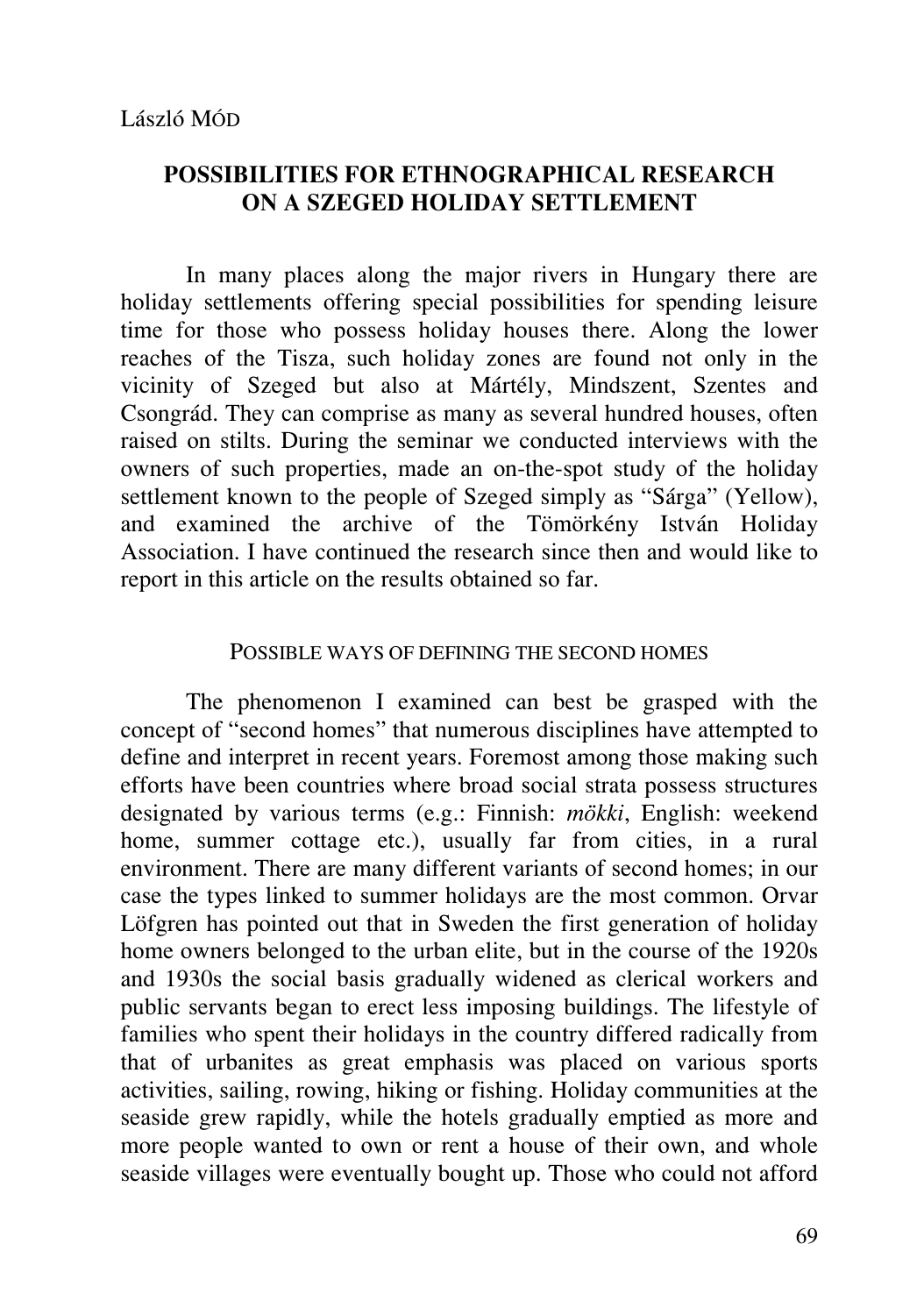László MÓD

# POSSIBILITIES FOR ETHNOGRAPHICAL RESEARCH ON A SZEGED HOLIDAY SETTLEMENT

In many places along the major rivers in Hungary there are holiday settlements offering special possibilities for spending leisure time for those who possess holiday houses there. Along the lower reaches of the Tisza, such holiday zones are found not only in the vicinity of Szeged but also at Mártély, Mindszent, Szentes and Csongrád. They can comprise as many as several hundred houses, often raised on stilts. During the seminar we conducted interviews with the owners of such properties, made an on-the-spot study of the holiday settlement known to the people of Szeged simply as "Sárga" (Yellow), and examined the archive of the Tömörkény István Holiday Association. I have continued the research since then and would like to report in this article on the results obtained so far.

## POSSIBLE WAYS OF DEFINING THE SECOND HOMES

The phenomenon I examined can best be grasped with the concept of "second homes" that numerous disciplines have attempted to define and interpret in recent years. Foremost among those making such efforts have been countries where broad social strata possess structures designated by various terms (e.g.: Finnish: *mökki*, English: weekend home, summer cottage etc.), usually far from cities, in a rural environment. There are many different variants of second homes; in our case the types linked to summer holidays are the most common. Orvar Löfgren has pointed out that in Sweden the first generation of holiday home owners belonged to the urban elite, but in the course of the 1920s and 1930s the social basis gradually widened as clerical workers and public servants began to erect less imposing buildings. The lifestyle of families who spent their holidays in the country differed radically from that of urbanites as great emphasis was placed on various sports activities, sailing, rowing, hiking or fishing. Holiday communities at the seaside grew rapidly, while the hotels gradually emptied as more and more people wanted to own or rent a house of their own, and whole seaside villages were eventually bought up. Those who could not afford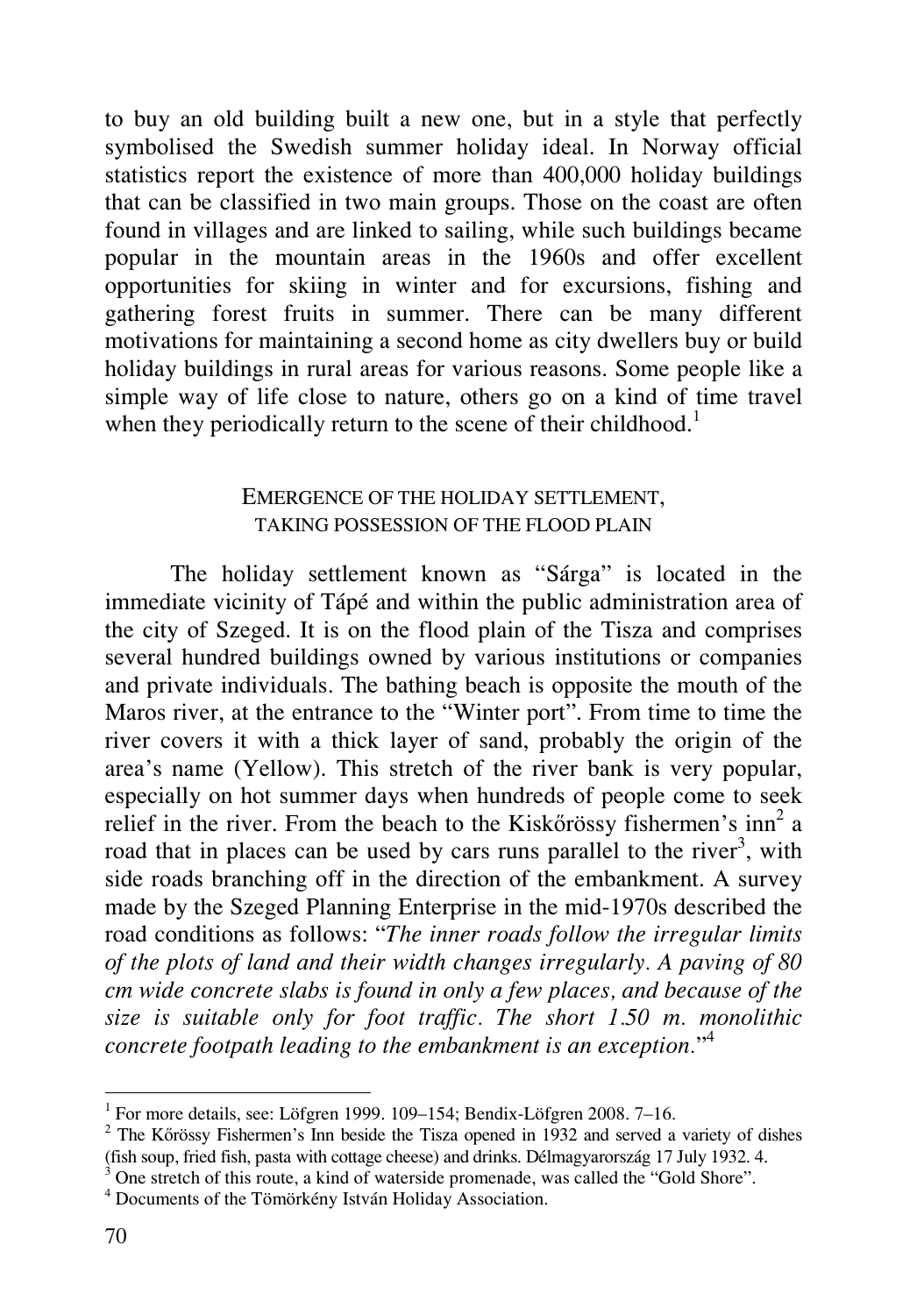to buy an old building built a new one, but in a style that perfectly symbolised the Swedish summer holiday ideal. In Norway official statistics report the existence of more than 400,000 holiday buildings that can be classified in two main groups. Those on the coast are often found in villages and are linked to sailing, while such buildings became popular in the mountain areas in the 1960s and offer excellent opportunities for skiing in winter and for excursions, fishing and gathering forest fruits in summer. There can be many different motivations for maintaining a second home as city dwellers buy or build holiday buildings in rural areas for various reasons. Some people like a simple way of life close to nature, others go on a kind of time travel when they periodically return to the scene of their childhood.[1]

## EMERGENCE OF THE HOLIDAY SETTLEMENT, TAKING POSSESSION OF THE FLOOD PLAIN

The holiday settlement known as "Sárga" is located in the immediate vicinity of Tápé and within the public administration area of the city of Szeged. It is on the flood plain of the Tisza and comprises several hundred buildings owned by various institutions or companies and private individuals. The bathing beach is opposite the mouth of the Maros river, at the entrance to the "Winter port". From time to time the river covers it with a thick layer of sand, probably the origin of the area's name (Yellow). This stretch of the river bank is very popular, especially on hot summer days when hundreds of people come to seek relief in the river. From the beach to the Kiskőrössy fishermen's inn[2] a road that in places can be used by cars runs parallel to the river[3], with side roads branching off in the direction of the embankment. A survey made by the Szeged Planning Enterprise in the mid-1970s described the road conditions as follows: "*The inner roads follow the irregular limits of the plots of land and their width changes irregularly. A paving of 80 cm wide concrete slabs is found in only a few places, and because of the size is suitable only for foot traffic. The short 1.50 m. monolithic concrete footpath leading to the embankment is an exception.*"[4]

---

[1] For more details, see: Löfgren 1999. 109–154; Bendix-Löfgren 2008. 7–16.

[2] The Kőrössy Fishermen's Inn beside the Tisza opened in 1932 and served a variety of dishes (fish soup, fried fish, pasta with cottage cheese) and drinks. Délmagyarország 17 July 1932. 4.

[3] One stretch of this route, a kind of waterside promenade, was called the "Gold Shore".

[4] Documents of the Tömörkény István Holiday Association.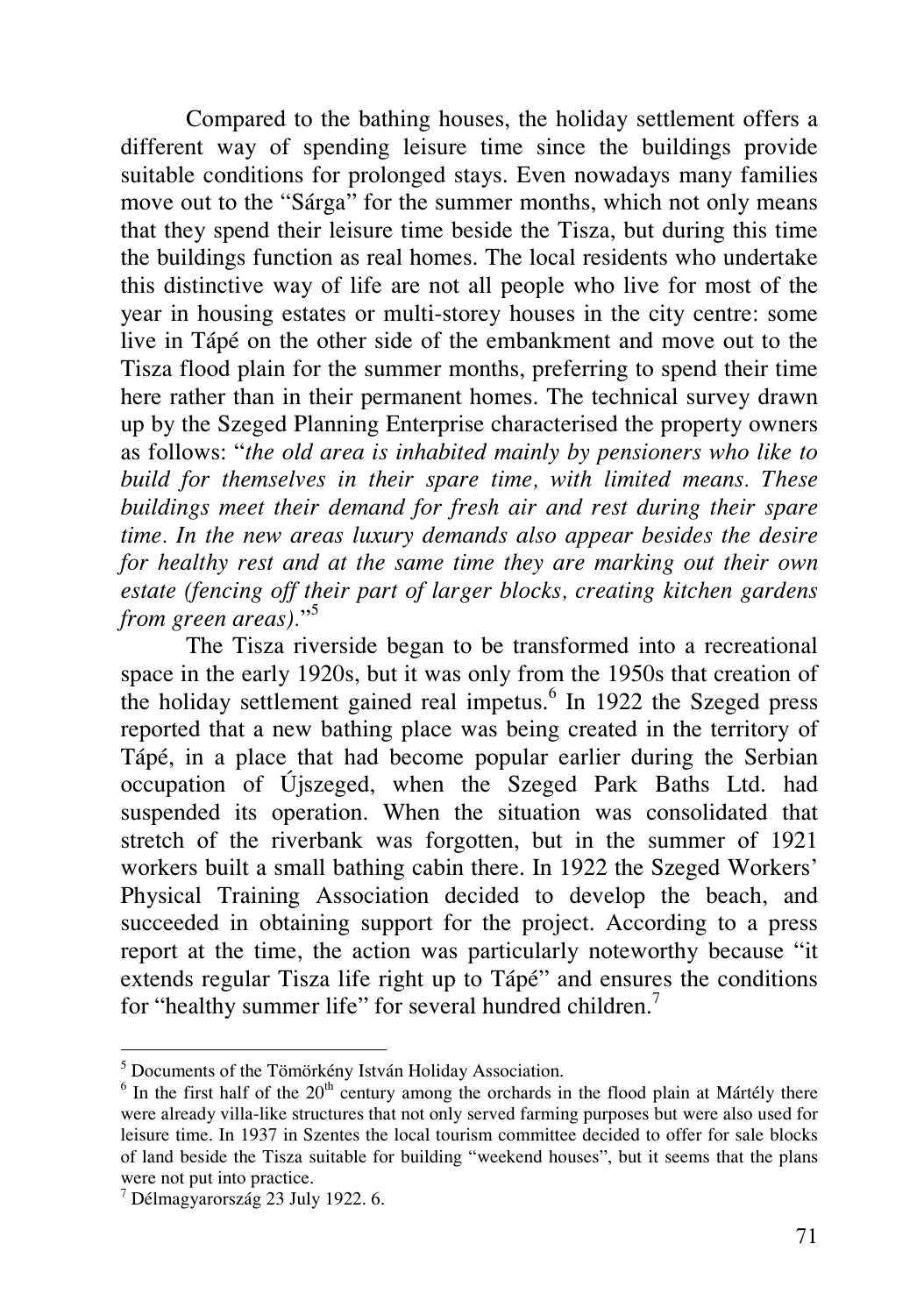Compared to the bathing houses, the holiday settlement offers a different way of spending leisure time since the buildings provide suitable conditions for prolonged stays. Even nowadays many families move out to the "Sárga" for the summer months, which not only means that they spend their leisure time beside the Tisza, but during this time the buildings function as real homes. The local residents who undertake this distinctive way of life are not all people who live for most of the year in housing estates or multi-storey houses in the city centre: some live in Tápé on the other side of the embankment and move out to the Tisza flood plain for the summer months, preferring to spend their time here rather than in their permanent homes. The technical survey drawn up by the Szeged Planning Enterprise characterised the property owners as follows: "*the old area is inhabited mainly by pensioners who like to build for themselves in their spare time, with limited means. These buildings meet their demand for fresh air and rest during their spare time. In the new areas luxury demands also appear besides the desire for healthy rest and at the same time they are marking out their own estate (fencing off their part of larger blocks, creating kitchen gardens from green areas).*"[5]

The Tisza riverside began to be transformed into a recreational space in the early 1920s, but it was only from the 1950s that creation of the holiday settlement gained real impetus.[6] In 1922 the Szeged press reported that a new bathing place was being created in the territory of Tápé, in a place that had become popular earlier during the Serbian occupation of Újszeged, when the Szeged Park Baths Ltd. had suspended its operation. When the situation was consolidated that stretch of the riverbank was forgotten, but in the summer of 1921 workers built a small bathing cabin there. In 1922 the Szeged Workers' Physical Training Association decided to develop the beach, and succeeded in obtaining support for the project. According to a press report at the time, the action was particularly noteworthy because "it extends regular Tisza life right up to Tápé" and ensures the conditions for "healthy summer life" for several hundred children.[7]

---

[5] Documents of the Tömörkény István Holiday Association.

[6] In the first half of the 20th century among the orchards in the flood plain at Mártély there were already villa-like structures that not only served farming purposes but were also used for leisure time. In 1937 in Szentes the local tourism committee decided to offer for sale blocks of land beside the Tisza suitable for building "weekend houses", but it seems that the plans were not put into practice.

[7] Délmagyarország 23 July 1922. 6.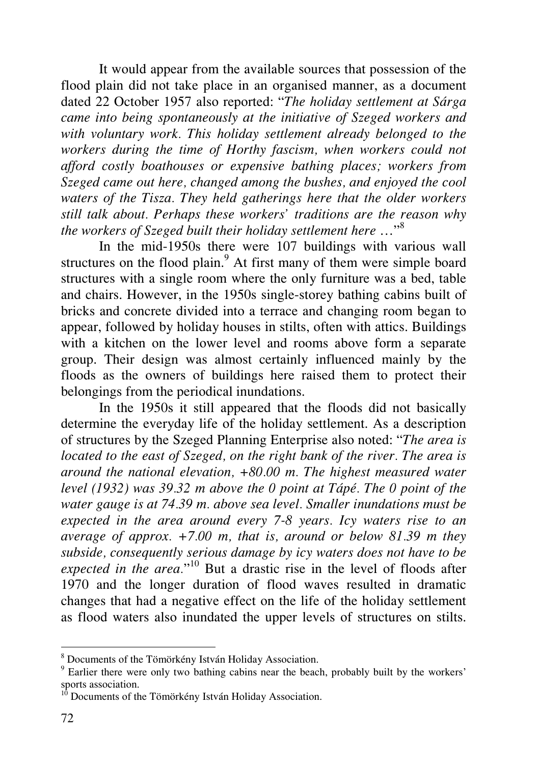It would appear from the available sources that possession of the flood plain did not take place in an organised manner, as a document dated 22 October 1957 also reported: "*The holiday settlement at Sárga came into being spontaneously at the initiative of Szeged workers and with voluntary work. This holiday settlement already belonged to the workers during the time of Horthy fascism, when workers could not afford costly boathouses or expensive bathing places; workers from Szeged came out here, changed among the bushes, and enjoyed the cool waters of the Tisza. They held gatherings here that the older workers still talk about. Perhaps these workers' traditions are the reason why the workers of Szeged built their holiday settlement here …*"[8]

In the mid-1950s there were 107 buildings with various wall structures on the flood plain.[9] At first many of them were simple board structures with a single room where the only furniture was a bed, table and chairs. However, in the 1950s single-storey bathing cabins built of bricks and concrete divided into a terrace and changing room began to appear, followed by holiday houses in stilts, often with attics. Buildings with a kitchen on the lower level and rooms above form a separate group. Their design was almost certainly influenced mainly by the floods as the owners of buildings here raised them to protect their belongings from the periodical inundations.

In the 1950s it still appeared that the floods did not basically determine the everyday life of the holiday settlement. As a description of structures by the Szeged Planning Enterprise also noted: "*The area is located to the east of Szeged, on the right bank of the river. The area is around the national elevation, +80.00 m. The highest measured water level (1932) was 39.32 m above the 0 point at Tápé. The 0 point of the water gauge is at 74.39 m. above sea level. Smaller inundations must be expected in the area around every 7-8 years. Icy waters rise to an average of approx. +7.00 m, that is, around or below 81.39 m they subside, consequently serious damage by icy waters does not have to be expected in the area.*"[10] But a drastic rise in the level of floods after 1970 and the longer duration of flood waves resulted in dramatic changes that had a negative effect on the life of the holiday settlement as flood waters also inundated the upper levels of structures on stilts.

---

[8] Documents of the Tömörkény István Holiday Association.

[9] Earlier there were only two bathing cabins near the beach, probably built by the workers' sports association.

[10] Documents of the Tömörkény István Holiday Association.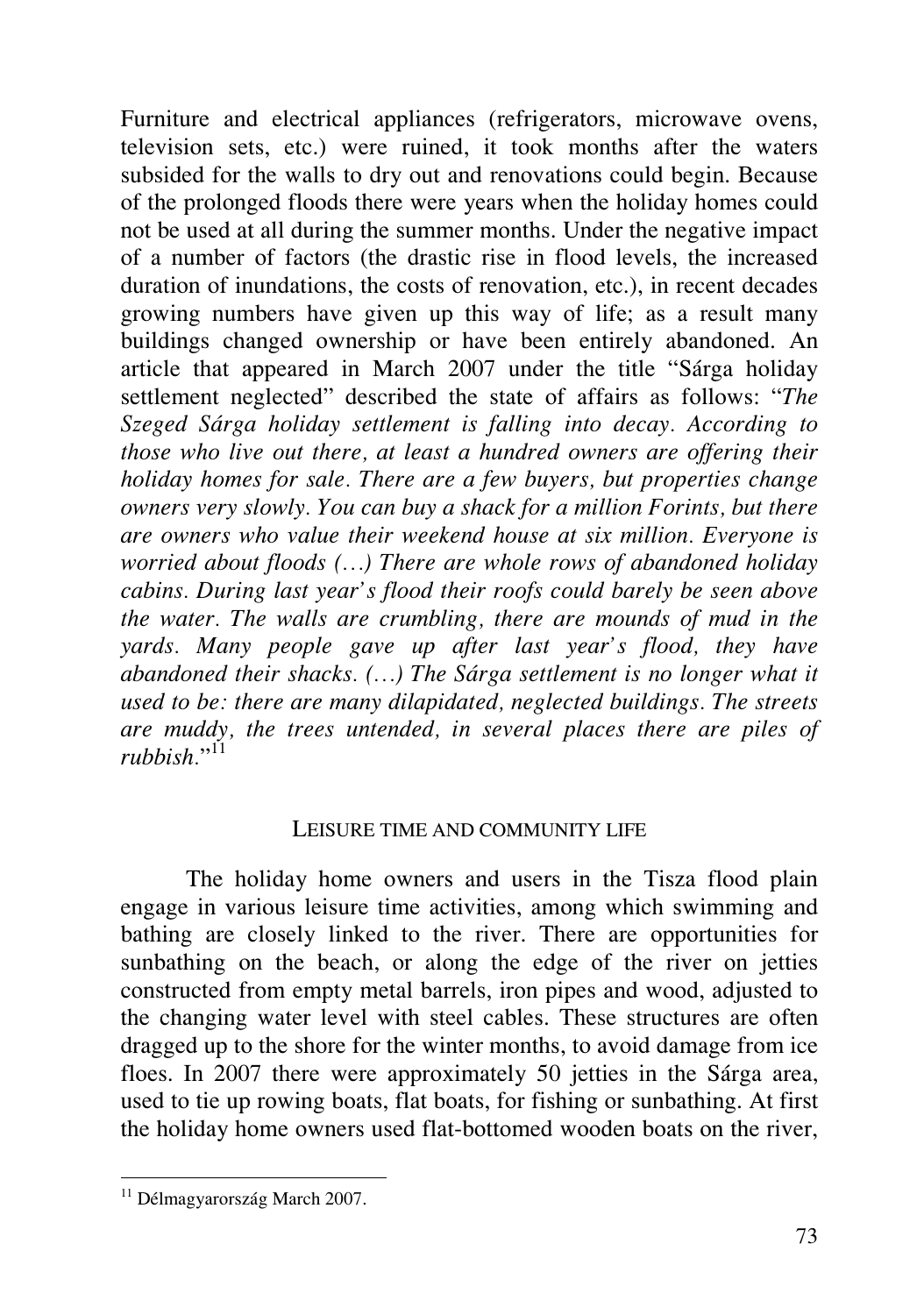Furniture and electrical appliances (refrigerators, microwave ovens, television sets, etc.) were ruined, it took months after the waters subsided for the walls to dry out and renovations could begin. Because of the prolonged floods there were years when the holiday homes could not be used at all during the summer months. Under the negative impact of a number of factors (the drastic rise in flood levels, the increased duration of inundations, the costs of renovation, etc.), in recent decades growing numbers have given up this way of life; as a result many buildings changed ownership or have been entirely abandoned. An article that appeared in March 2007 under the title "Sárga holiday settlement neglected" described the state of affairs as follows: "*The Szeged Sárga holiday settlement is falling into decay. According to those who live out there, at least a hundred owners are offering their holiday homes for sale. There are a few buyers, but properties change owners very slowly. You can buy a shack for a million Forints, but there are owners who value their weekend house at six million. Everyone is worried about floods (…) There are whole rows of abandoned holiday cabins. During last year's flood their roofs could barely be seen above the water. The walls are crumbling, there are mounds of mud in the yards. Many people gave up after last year's flood, they have abandoned their shacks. (…) The Sárga settlement is no longer what it used to be: there are many dilapidated, neglected buildings. The streets are muddy, the trees untended, in several places there are piles of rubbish*."[11]

## LEISURE TIME AND COMMUNITY LIFE

The holiday home owners and users in the Tisza flood plain engage in various leisure time activities, among which swimming and bathing are closely linked to the river. There are opportunities for sunbathing on the beach, or along the edge of the river on jetties constructed from empty metal barrels, iron pipes and wood, adjusted to the changing water level with steel cables. These structures are often dragged up to the shore for the winter months, to avoid damage from ice floes. In 2007 there were approximately 50 jetties in the Sárga area, used to tie up rowing boats, flat boats, for fishing or sunbathing. At first the holiday home owners used flat-bottomed wooden boats on the river,

---

[11] Délmagyarország March 2007.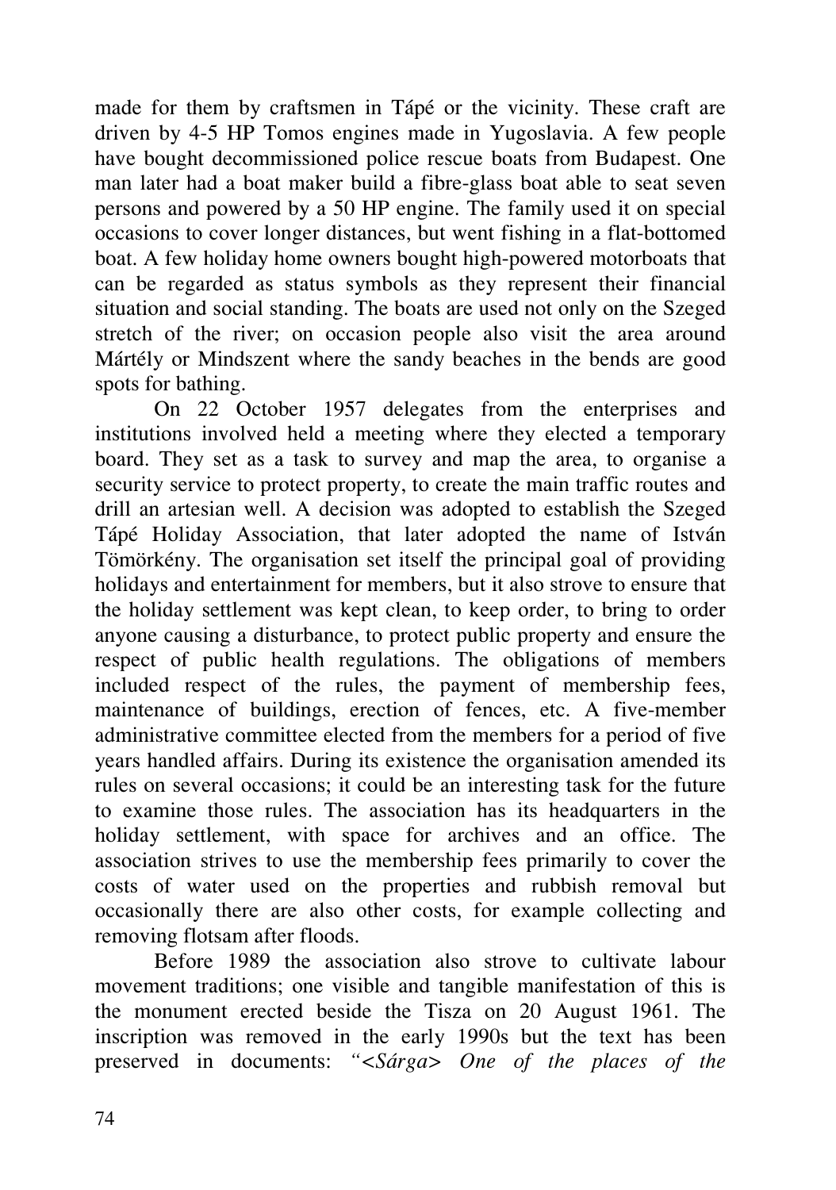made for them by craftsmen in Tápé or the vicinity. These craft are driven by 4-5 HP Tomos engines made in Yugoslavia. A few people have bought decommissioned police rescue boats from Budapest. One man later had a boat maker build a fibre-glass boat able to seat seven persons and powered by a 50 HP engine. The family used it on special occasions to cover longer distances, but went fishing in a flat-bottomed boat. A few holiday home owners bought high-powered motorboats that can be regarded as status symbols as they represent their financial situation and social standing. The boats are used not only on the Szeged stretch of the river; on occasion people also visit the area around Mártély or Mindszent where the sandy beaches in the bends are good spots for bathing.

On 22 October 1957 delegates from the enterprises and institutions involved held a meeting where they elected a temporary board. They set as a task to survey and map the area, to organise a security service to protect property, to create the main traffic routes and drill an artesian well. A decision was adopted to establish the Szeged Tápé Holiday Association, that later adopted the name of István Tömörkény. The organisation set itself the principal goal of providing holidays and entertainment for members, but it also strove to ensure that the holiday settlement was kept clean, to keep order, to bring to order anyone causing a disturbance, to protect public property and ensure the respect of public health regulations. The obligations of members included respect of the rules, the payment of membership fees, maintenance of buildings, erection of fences, etc. A five-member administrative committee elected from the members for a period of five years handled affairs. During its existence the organisation amended its rules on several occasions; it could be an interesting task for the future to examine those rules. The association has its headquarters in the holiday settlement, with space for archives and an office. The association strives to use the membership fees primarily to cover the costs of water used on the properties and rubbish removal but occasionally there are also other costs, for example collecting and removing flotsam after floods.

Before 1989 the association also strove to cultivate labour movement traditions; one visible and tangible manifestation of this is the monument erected beside the Tisza on 20 August 1961. The inscription was removed in the early 1990s but the text has been preserved in documents: *"<Sárga> One of the places of the*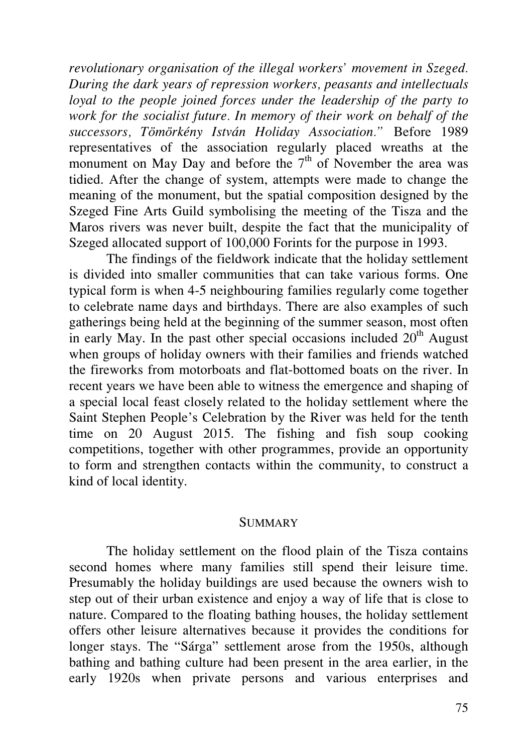*revolutionary organisation of the illegal workers' movement in Szeged. During the dark years of repression workers, peasants and intellectuals loyal to the people joined forces under the leadership of the party to work for the socialist future. In memory of their work on behalf of the successors, Tömörkény István Holiday Association."* Before 1989 representatives of the association regularly placed wreaths at the monument on May Day and before the 7th of November the area was tidied. After the change of system, attempts were made to change the meaning of the monument, but the spatial composition designed by the Szeged Fine Arts Guild symbolising the meeting of the Tisza and the Maros rivers was never built, despite the fact that the municipality of Szeged allocated support of 100,000 Forints for the purpose in 1993.

The findings of the fieldwork indicate that the holiday settlement is divided into smaller communities that can take various forms. One typical form is when 4-5 neighbouring families regularly come together to celebrate name days and birthdays. There are also examples of such gatherings being held at the beginning of the summer season, most often in early May. In the past other special occasions included 20th August when groups of holiday owners with their families and friends watched the fireworks from motorboats and flat-bottomed boats on the river. In recent years we have been able to witness the emergence and shaping of a special local feast closely related to the holiday settlement where the Saint Stephen People's Celebration by the River was held for the tenth time on 20 August 2015. The fishing and fish soup cooking competitions, together with other programmes, provide an opportunity to form and strengthen contacts within the community, to construct a kind of local identity.

## SUMMARY

The holiday settlement on the flood plain of the Tisza contains second homes where many families still spend their leisure time. Presumably the holiday buildings are used because the owners wish to step out of their urban existence and enjoy a way of life that is close to nature. Compared to the floating bathing houses, the holiday settlement offers other leisure alternatives because it provides the conditions for longer stays. The "Sárga" settlement arose from the 1950s, although bathing and bathing culture had been present in the area earlier, in the early 1920s when private persons and various enterprises and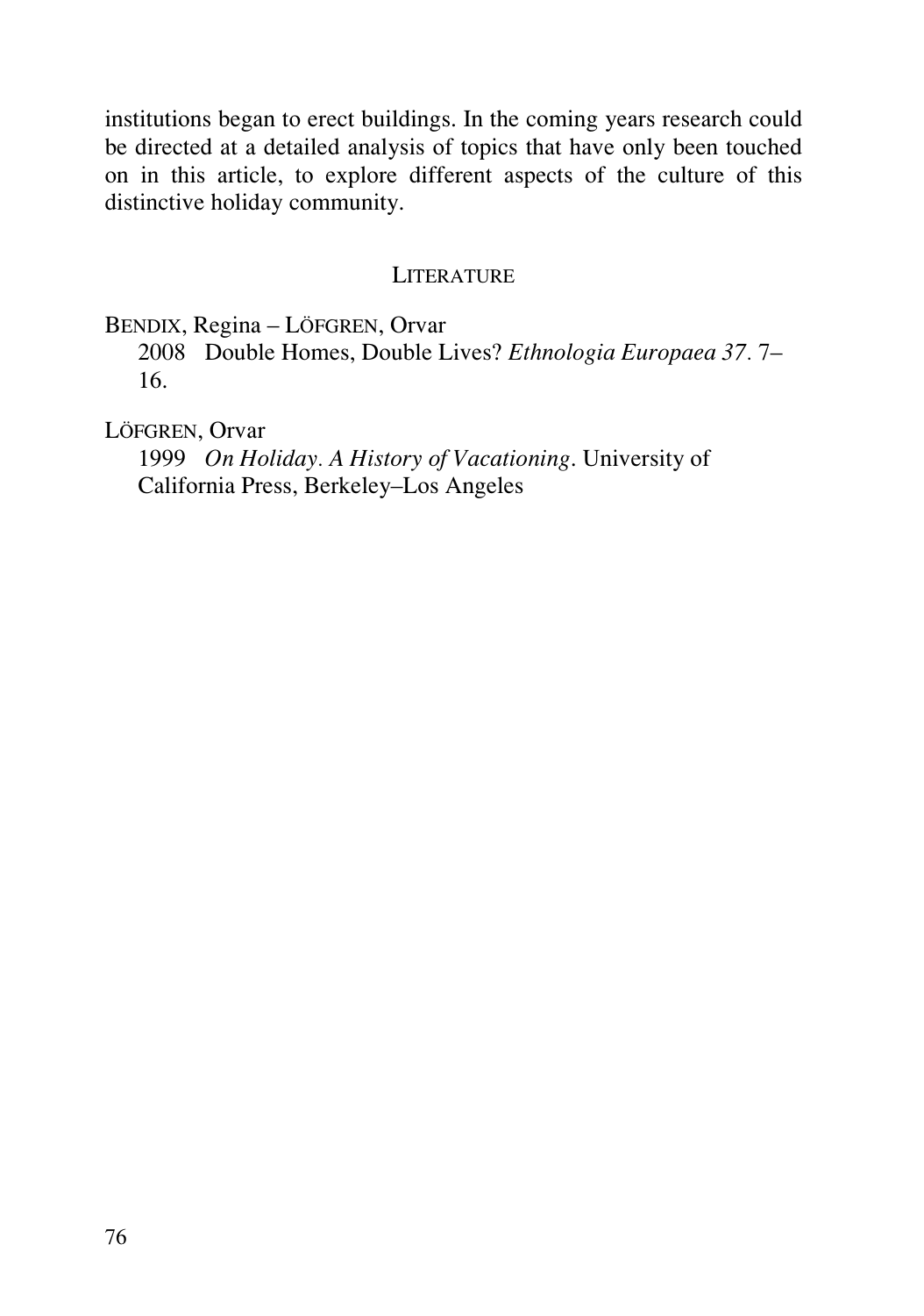institutions began to erect buildings. In the coming years research could be directed at a detailed analysis of topics that have only been touched on in this article, to explore different aspects of the culture of this distinctive holiday community.

## LITERATURE

BENDIX, Regina – LÖFGREN, Orvar
2008 Double Homes, Double Lives? *Ethnologia Europaea 37*. 7–16.

LÖFGREN, Orvar
1999 *On Holiday. A History of Vacationing*. University of California Press, Berkeley–Los Angeles